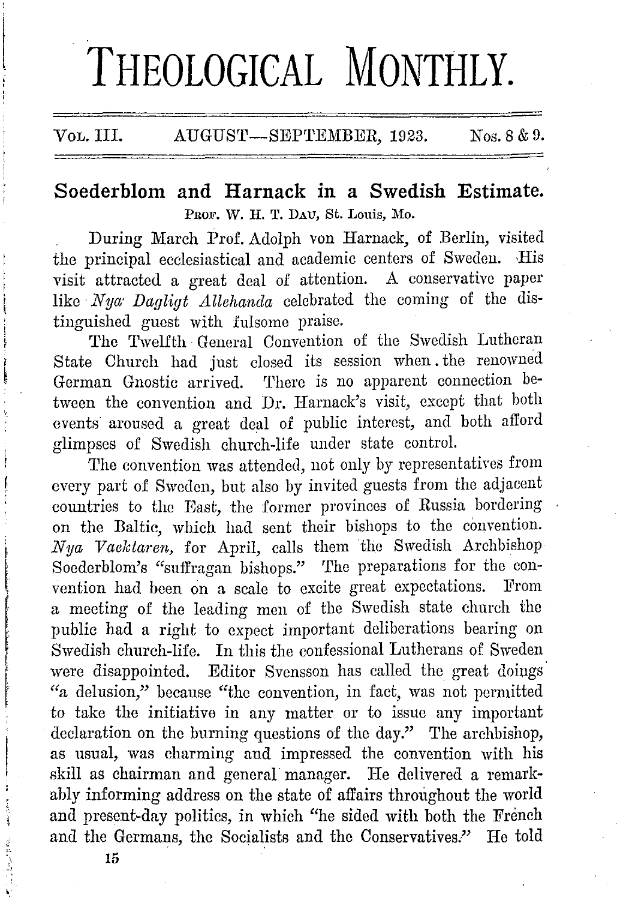# THEOLOGICAL MONTHLY.

Vol. III. AUGUST—SEPTEMBER, 1923. Nos. 8 & 9.

## Soederblom and Harnack in a Swedish Estimate.

Prof. W. H. T. Dau, St. Louis, Mo.

During March Prof. Adolph von Harnack, of Berlin, visited the principal ecclesiastical and academic centers of Sweden. His visit attracted a great deal of attention. A conservative paper like *Nya Dagligt Allehanda* celebrated the coming of the distinguished guest with fulsome praise.

The Twelfth General Convention of the Swedish Lutheran State Church had just closed its session when the renowned German Gnostic arrived. There is no apparent connection between the convention and Dr. Harnack's visit, except that both events aroused a great deal of public interest, and both afford glimpses of Swedish church-life under state control.

The convention was attended, not only by representatives from every part of Sweden, but also by invited guests from the adjacent countries to the East, the former provinces of Russia bordering on the Baltic, which had sent their bishops to the convention. *Nya Vaektaren*, for April, calls them the Swedish Archbishop Soederblom's "suffragan bishops." The preparations for the convention had been on a scale to excite great expectations. From a meeting of the leading men of the Swedish state church the public had a right to expect important deliberations bearing on Swedish church-life. In this the confessional Lutherans of Sweden were disappointed. Editor Svensson has called the great doings "a delusion," because "the convention, in fact, was not permitted to take the initiative in any matter or to issue any important declaration on the burning questions of the day." The archbishop, as usual, was charming and impressed the convention with his skill as chairman and general manager. He delivered a remarkably informing address on the state of affairs throughout the world and present-day politics, in which "he sided with both the French and the Germans, the Socialists and the Conservatives." He told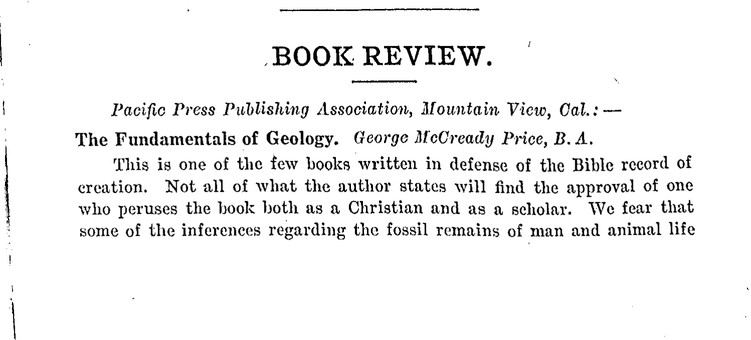## BOOK REVIEW.

*Pacific Press Publishing Association, Mountain View, Cal.:—*

**The Fundamentals of Geology.** *George McCready Price, B. A.*

This is one of the few books written in defense of the Bible record of creation. Not all of what the author states will find the approval of one who peruses the book both as a Christian and as a scholar. We fear that some of the inferences regarding the fossil remains of man and animal life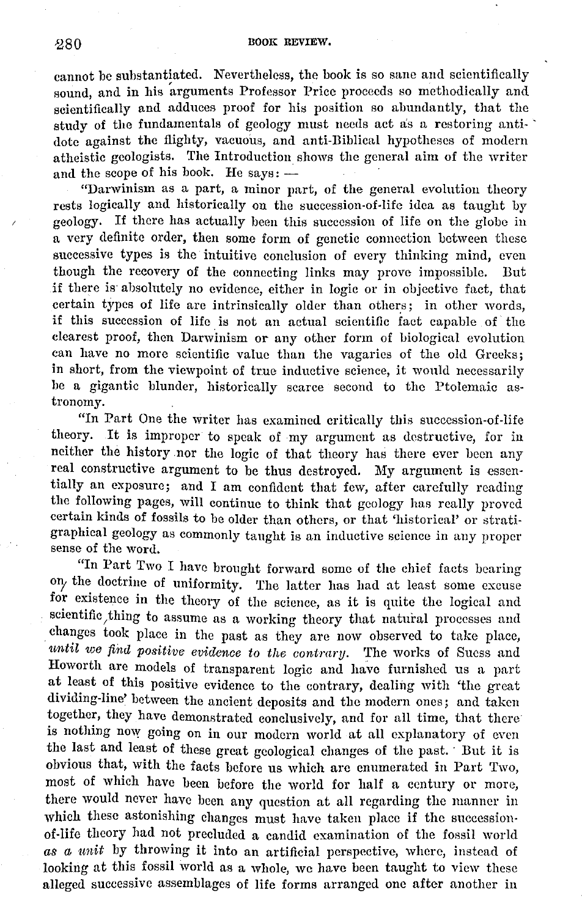cannot be substantiated. Nevertheless, the book is so sane and scientifically sound, and in his arguments Professor Price proceeds so methodically and scientifically and adduces proof for his position so abundantly, that the study of the fundamentals of geology must needs act as a restoring antidote against the flighty, vacuous, and anti-Biblical hypotheses of modern atheistic geologists. The Introduction shows the general aim of the writer and the scope of his book. He says: —

"Darwinism as a part, a minor part, of the general evolution theory rests logically and historically on the succession-of-life idea as taught by geology. If there has actually been this succession of life on the globe in a very definite order, then some form of genetic connection between these successive types is the intuitive conclusion of every thinking mind, even though the recovery of the connecting links may prove impossible. But if there is absolutely no evidence, either in logic or in objective fact, that certain types of life are intrinsically older than others; in other words, if this succession of life is not an actual scientific fact capable of the clearest proof, then Darwinism or any other form of biological evolution can have no more scientific value than the vagaries of the old Greeks; in short, from the viewpoint of true inductive science, it would necessarily be a gigantic blunder, historically scarce second to the Ptolemaic astronomy.

"In Part One the writer has examined critically this succession-of-life theory. It is improper to speak of my argument as destructive, for in neither the history nor the logic of that theory has there ever been any real constructive argument to be thus destroyed. My argument is essentially an exposure; and I am confident that few, after carefully reading the following pages, will continue to think that geology has really proved certain kinds of fossils to be older than others, or that 'historical' or stratigraphical geology as commonly taught is an inductive science in any proper sense of the word.

"In Part Two I have brought forward some of the chief facts bearing on the doctrine of uniformity. The latter has had at least some excuse for existence in the theory of the science, as it is quite the logical and scientific thing to assume as a working theory that natural processes and changes took place in the past as they are now observed to take place, *until we find positive evidence to the contrary*. The works of Suess and Howorth are models of transparent logic and have furnished us a part at least of this positive evidence to the contrary, dealing with 'the great dividing-line' between the ancient deposits and the modern ones; and taken together, they have demonstrated conclusively, and for all time, that there is nothing now going on in our modern world at all explanatory of even the last and least of these great geological changes of the past. But it is obvious that, with the facts before us which are enumerated in Part Two, most of which have been before the world for half a century or more, there would never have been any question at all regarding the manner in which these astonishing changes must have taken place if the succession-of-life theory had not precluded a candid examination of the fossil world *as a unit* by throwing it into an artificial perspective, where, instead of looking at this fossil world as a whole, we have been taught to view these alleged successive assemblages of life forms arranged one after another in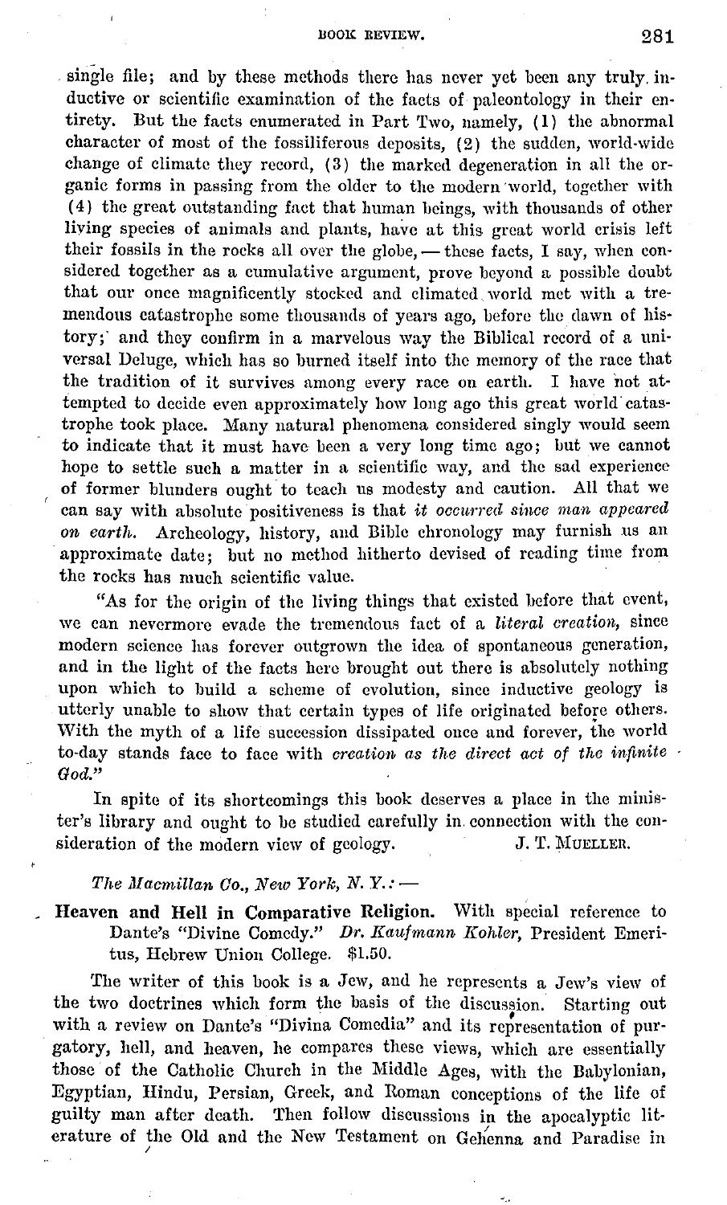single file; and by these methods there has never yet been any truly inductive or scientific examination of the facts of paleontology in their entirety. But the facts enumerated in Part Two, namely, (1) the abnormal character of most of the fossiliferous deposits, (2) the sudden, world-wide change of climate they record, (3) the marked degeneration in all the organic forms in passing from the older to the modern world, together with (4) the great outstanding fact that human beings, with thousands of other living species of animals and plants, have at this great world crisis left their fossils in the rocks all over the globe, — these facts, I say, when considered together as a cumulative argument, prove beyond a possible doubt that our once magnificently stocked and climated world met with a tremendous catastrophe some thousands of years ago, before the dawn of history; and they confirm in a marvelous way the Biblical record of a universal Deluge, which has so burned itself into the memory of the race that the tradition of it survives among every race on earth. I have not attempted to decide even approximately how long ago this great world catastrophe took place. Many natural phenomena considered singly would seem to indicate that it must have been a very long time ago; but we cannot hope to settle such a matter in a scientific way, and the sad experience of former blunders ought to teach us modesty and caution. All that we can say with absolute positiveness is that *it occurred since man appeared on earth.* Archeology, history, and Bible chronology may furnish us an approximate date; but no method hitherto devised of reading time from the rocks has much scientific value.

"As for the origin of the living things that existed before that event, we can nevermore evade the tremendous fact of a *literal creation,* since modern science has forever outgrown the idea of spontaneous generation, and in the light of the facts here brought out there is absolutely nothing upon which to build a scheme of evolution, since inductive geology is utterly unable to show that certain types of life originated before others. With the myth of a life succession dissipated once and forever, the world to-day stands face to face with *creation as the direct act of the infinite God.*"

In spite of its shortcomings this book deserves a place in the minister's library and ought to be studied carefully in connection with the consideration of the modern view of geology. J. T. MUELLER.

*The Macmillan Co., New York, N. Y.:* —

**Heaven and Hell in Comparative Religion.** With special reference to Dante's "Divine Comedy." *Dr. Kaufmann Kohler,* President Emeritus, Hebrew Union College. $1.50.

The writer of this book is a Jew, and he represents a Jew's view of the two doctrines which form the basis of the discussion. Starting out with a review on Dante's "Divina Comedia" and its representation of purgatory, hell, and heaven, he compares these views, which are essentially those of the Catholic Church in the Middle Ages, with the Babylonian, Egyptian, Hindu, Persian, Greek, and Roman conceptions of the life of guilty man after death. Then follow discussions in the apocalyptic literature of the Old and the New Testament on Gehenna and Paradise in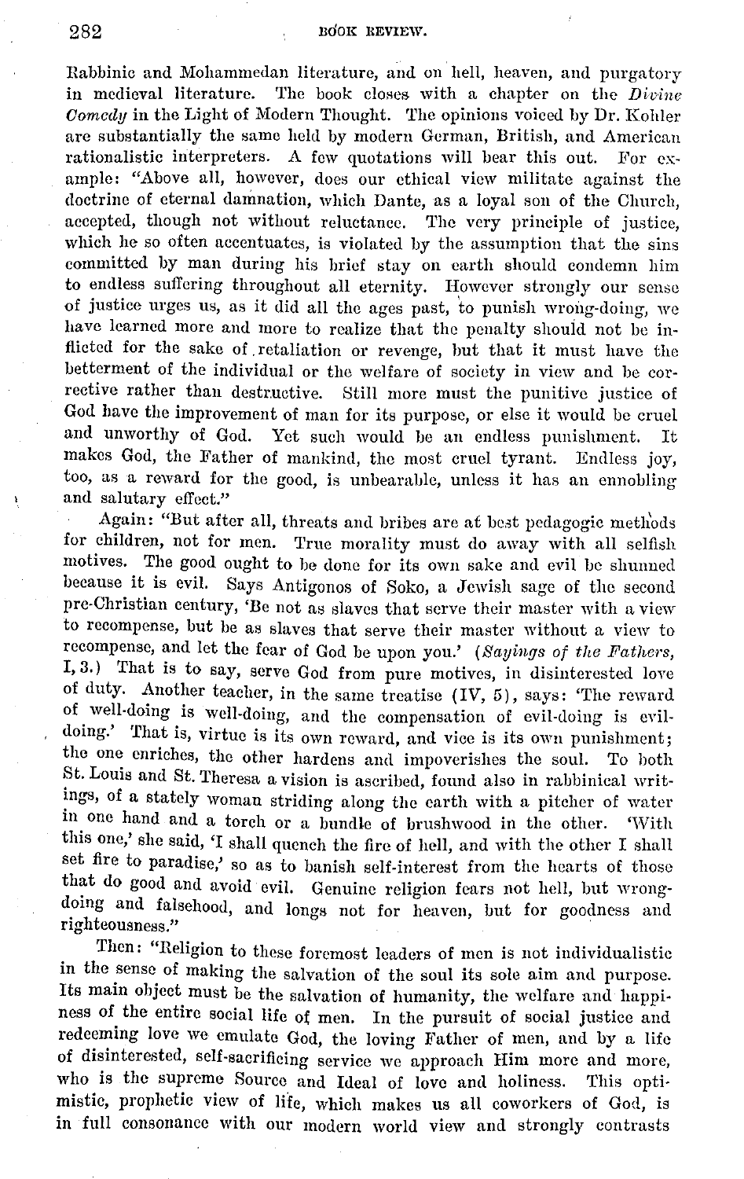Rabbinic and Mohammedan literature, and on hell, heaven, and purgatory in medieval literature. The book closes with a chapter on the *Divine Comedy* in the Light of Modern Thought. The opinions voiced by Dr. Kohler are substantially the same held by modern German, British, and American rationalistic interpreters. A few quotations will bear this out. For example: "Above all, however, does our ethical view militate against the doctrine of eternal damnation, which Dante, as a loyal son of the Church, accepted, though not without reluctance. The very principle of justice, which he so often accentuates, is violated by the assumption that the sins committed by man during his brief stay on earth should condemn him to endless suffering throughout all eternity. However strongly our sense of justice urges us, as it did all the ages past, to punish wrong-doing, we have learned more and more to realize that the penalty should not be inflicted for the sake of retaliation or revenge, but that it must have the betterment of the individual or the welfare of society in view and be corrective rather than destructive. Still more must the punitive justice of God have the improvement of man for its purpose, or else it would be cruel and unworthy of God. Yet such would be an endless punishment. It makes God, the Father of mankind, the most cruel tyrant. Endless joy, too, as a reward for the good, is unbearable, unless it has an ennobling and salutary effect."

Again: "But after all, threats and bribes are at best pedagogic methods for children, not for men. True morality must do away with all selfish motives. The good ought to be done for its own sake and evil be shunned because it is evil. Says Antigonos of Soko, a Jewish sage of the second pre-Christian century, 'Be not as slaves that serve their master with a view to recompense, but be as slaves that serve their master without a view to recompense, and let the fear of God be upon you.' (*Sayings of the Fathers*, I, 3.) That is to say, serve God from pure motives, in disinterested love of duty. Another teacher, in the same treatise (IV, 5), says: 'The reward of well-doing is well-doing, and the compensation of evil-doing is evil-doing.' That is, virtue is its own reward, and vice is its own punishment; the one enriches, the other hardens and impoverishes the soul. To both St. Louis and St. Theresa a vision is ascribed, found also in rabbinical writings, of a stately woman striding along the earth with a pitcher of water in one hand and a torch or a bundle of brushwood in the other. 'With this one,' she said, 'I shall quench the fire of hell, and with the other I shall set fire to paradise,' so as to banish self-interest from the hearts of those that do good and avoid evil. Genuine religion fears not hell, but wrong-doing and falsehood, and longs not for heaven, but for goodness and righteousness."

Then: "Religion to these foremost leaders of men is not individualistic in the sense of making the salvation of the soul its sole aim and purpose. Its main object must be the salvation of humanity, the welfare and happiness of the entire social life of men. In the pursuit of social justice and redeeming love we emulate God, the loving Father of men, and by a life of disinterested, self-sacrificing service we approach Him more and more, who is the supreme Source and Ideal of love and holiness. This optimistic, prophetic view of life, which makes us all coworkers of God, is in full consonance with our modern world view and strongly contrasts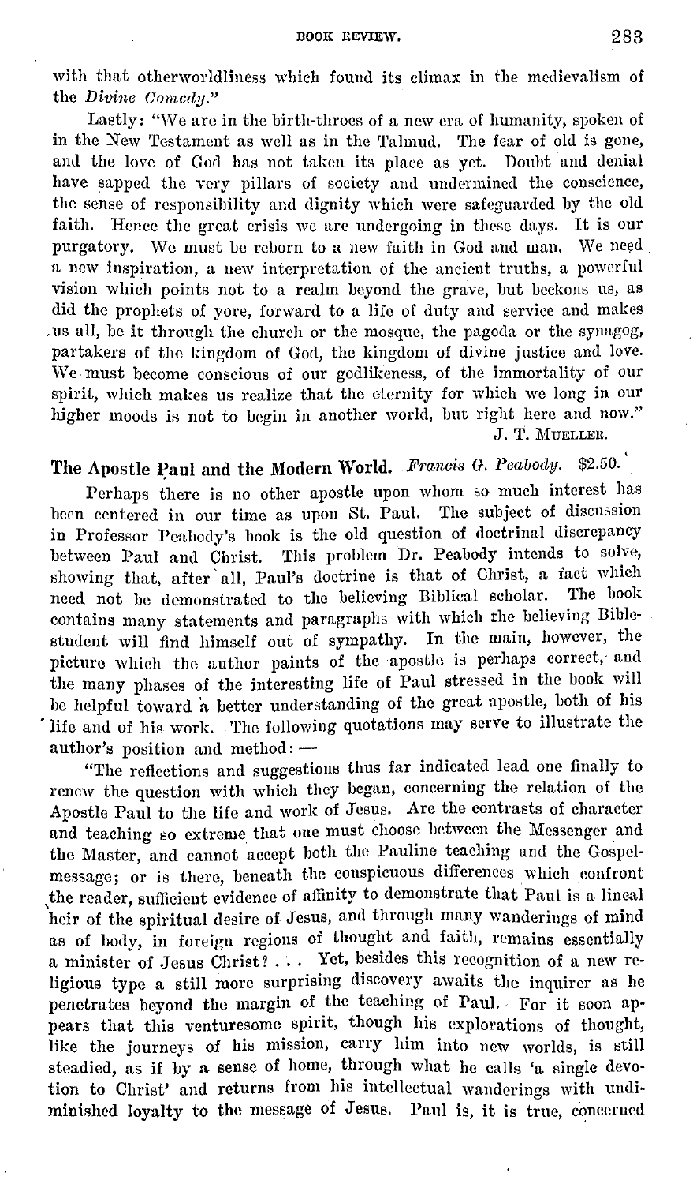with that otherworldliness which found its climax in the medievalism of the *Divine Comedy.*"

Lastly: "We are in the birth-throes of a new era of humanity, spoken of in the New Testament as well as in the Talmud. The fear of old is gone, and the love of God has not taken its place as yet. Doubt and denial have sapped the very pillars of society and undermined the conscience, the sense of responsibility and dignity which were safeguarded by the old faith. Hence the great crisis we are undergoing in these days. It is our purgatory. We must be reborn to a new faith in God and man. We need a new inspiration, a new interpretation of the ancient truths, a powerful vision which points not to a realm beyond the grave, but beckons us, as did the prophets of yore, forward to a life of duty and service and makes us all, be it through the church or the mosque, the pagoda or the synagog, partakers of the kingdom of God, the kingdom of divine justice and love. We must become conscious of our godlikeness, of the immortality of our spirit, which makes us realize that the eternity for which we long in our higher moods is not to begin in another world, but right here and now."

J. T. Mueller.

**The Apostle Paul and the Modern World.** *Francis G. Peabody.* $2.50.

Perhaps there is no other apostle upon whom so much interest has been centered in our time as upon St. Paul. The subject of discussion in Professor Peabody's book is the old question of doctrinal discrepancy between Paul and Christ. This problem Dr. Peabody intends to solve, showing that, after all, Paul's doctrine is that of Christ, a fact which need not be demonstrated to the believing Biblical scholar. The book contains many statements and paragraphs with which the believing Bible-student will find himself out of sympathy. In the main, however, the picture which the author paints of the apostle is perhaps correct, and the many phases of the interesting life of Paul stressed in the book will be helpful toward a better understanding of the great apostle, both of his life and of his work. The following quotations may serve to illustrate the author's position and method: —

"The reflections and suggestions thus far indicated lead one finally to renew the question with which they began, concerning the relation of the Apostle Paul to the life and work of Jesus. Are the contrasts of character and teaching so extreme that one must choose between the Messenger and the Master, and cannot accept both the Pauline teaching and the Gospel-message; or is there, beneath the conspicuous differences which confront the reader, sufficient evidence of affinity to demonstrate that Paul is a lineal heir of the spiritual desire of Jesus, and through many wanderings of mind as of body, in foreign regions of thought and faith, remains essentially a minister of Jesus Christ? . . . Yet, besides this recognition of a new religious type a still more surprising discovery awaits the inquirer as he penetrates beyond the margin of the teaching of Paul. For it soon appears that this venturesome spirit, though his explorations of thought, like the journeys of his mission, carry him into new worlds, is still steadied, as if by a sense of home, through what he calls 'a single devotion to Christ' and returns from his intellectual wanderings with undiminished loyalty to the message of Jesus. Paul is, it is true, concerned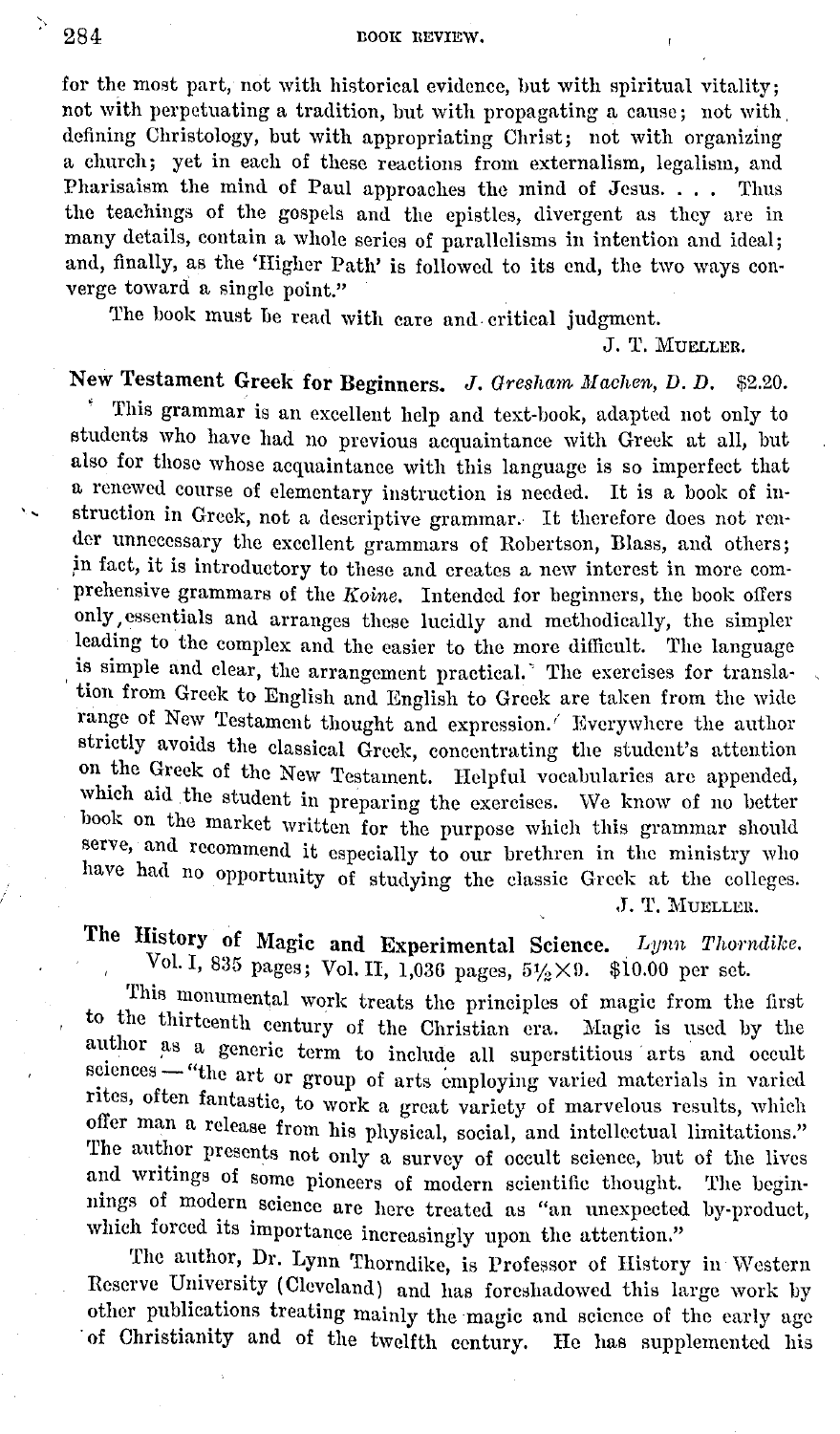for the most part, not with historical evidence, but with spiritual vitality; not with perpetuating a tradition, but with propagating a cause; not with defining Christology, but with appropriating Christ; not with organizing a church; yet in each of these reactions from externalism, legalism, and Pharisaism the mind of Paul approaches the mind of Jesus. . . . Thus the teachings of the gospels and the epistles, divergent as they are in many details, contain a whole series of parallelisms in intention and ideal; and, finally, as the 'Higher Path' is followed to its end, the two ways converge toward a single point."

The book must be read with care and critical judgment.

J. T. MUELLER.

**New Testament Greek for Beginners.** *J. Gresham Machen, D. D.* $2.20.

This grammar is an excellent help and text-book, adapted not only to students who have had no previous acquaintance with Greek at all, but also for those whose acquaintance with this language is so imperfect that a renewed course of elementary instruction is needed. It is a book of instruction in Greek, not a descriptive grammar. It therefore does not render unnecessary the excellent grammars of Robertson, Blass, and others; in fact, it is introductory to these and creates a new interest in more comprehensive grammars of the *Koine*. Intended for beginners, the book offers only essentials and arranges these lucidly and methodically, the simpler leading to the complex and the easier to the more difficult. The language is simple and clear, the arrangement practical. The exercises for translation from Greek to English and English to Greek are taken from the wide range of New Testament thought and expression. Everywhere the author strictly avoids the classical Greek, concentrating the student's attention on the Greek of the New Testament. Helpful vocabularies are appended, which aid the student in preparing the exercises. We know of no better book on the market written for the purpose which this grammar should serve, and recommend it especially to our brethren in the ministry who have had no opportunity of studying the classic Greek at the colleges.

J. T. MUELLER.

**The History of Magic and Experimental Science.** *Lynn Thorndike.* Vol. I, 835 pages; Vol. II, 1,036 pages, $5\frac{1}{2} \times 9$. $10.00 per set.

This monumental work treats the principles of magic from the first to the thirteenth century of the Christian era. Magic is used by the author as a generic term to include all superstitious arts and occult sciences — "the art or group of arts employing varied materials in varied rites, often fantastic, to work a great variety of marvelous results, which offer man a release from his physical, social, and intellectual limitations." The author presents not only a survey of occult science, but of the lives and writings of some pioneers of modern scientific thought. The beginnings of modern science are here treated as "an unexpected by-product, which forced its importance increasingly upon the attention."

The author, Dr. Lynn Thorndike, is Professor of History in Western Reserve University (Cleveland) and has foreshadowed this large work by other publications treating mainly the magic and science of the early age of Christianity and of the twelfth century. He has supplemented his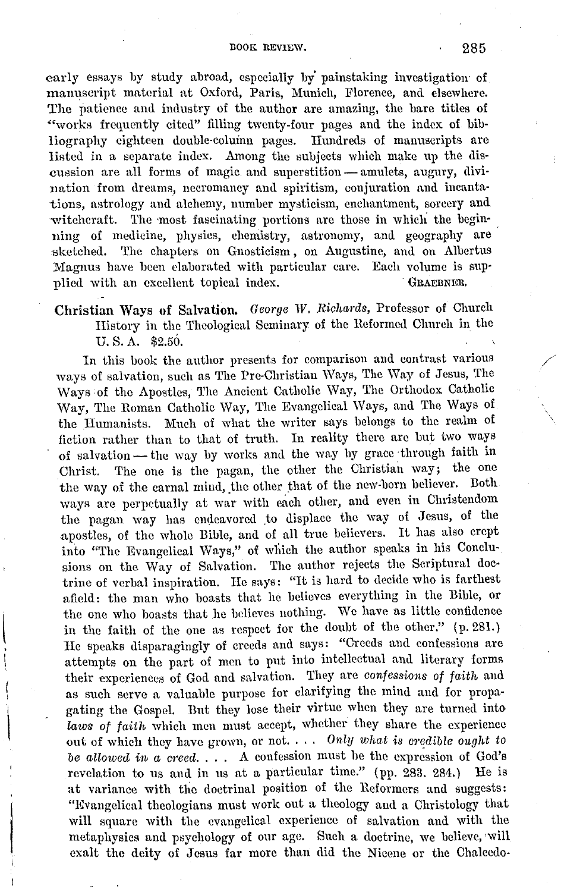early essays by study abroad, especially by painstaking investigation of manuscript material at Oxford, Paris, Munich, Florence, and elsewhere. The patience and industry of the author are amazing, the bare titles of "works frequently cited" filling twenty-four pages and the index of bibliography eighteen double-column pages. Hundreds of manuscripts are listed in a separate index. Among the subjects which make up the discussion are all forms of magic and superstition — amulets, augury, divination from dreams, necromancy and spiritism, conjuration and incantations, astrology and alchemy, number mysticism, enchantment, sorcery and witchcraft. The most fascinating portions are those in which the beginning of medicine, physics, chemistry, astronomy, and geography are sketched. The chapters on Gnosticism, on Augustine, and on Albertus Magnus have been elaborated with particular care. Each volume is supplied with an excellent topical index. GRAEBNER.

**Christian Ways of Salvation.** *George W. Richards*, Professor of Church History in the Theological Seminary of the Reformed Church in the U. S. A. $2.50.

In this book the author presents for comparison and contrast various ways of salvation, such as The Pre-Christian Ways, The Way of Jesus, The Ways of the Apostles, The Ancient Catholic Way, The Orthodox Catholic Way, The Roman Catholic Way, The Evangelical Ways, and The Ways of the Humanists. Much of what the writer says belongs to the realm of fiction rather than to that of truth. In reality there are but two ways of salvation — the way by works and the way by grace through faith in Christ. The one is the pagan, the other the Christian way; the one the way of the carnal mind, the other that of the new-born believer. Both ways are perpetually at war with each other, and even in Christendom the pagan way has endeavored to displace the way of Jesus, of the apostles, of the whole Bible, and of all true believers. It has also crept into "The Evangelical Ways," of which the author speaks in his Conclusions on the Way of Salvation. The author rejects the Scriptural doctrine of verbal inspiration. He says: "It is hard to decide who is farthest afield: the man who boasts that he believes everything in the Bible, or the one who boasts that he believes nothing. We have as little confidence in the faith of the one as respect for the doubt of the other." (p. 281.) He speaks disparagingly of creeds and says: "Creeds and confessions are attempts on the part of men to put into intellectual and literary forms their experiences of God and salvation. They are *confessions of faith* and as such serve a valuable purpose for clarifying the mind and for propagating the Gospel. But they lose their virtue when they are turned into *laws of faith* which men must accept, whether they share the experience out of which they have grown, or not. . . . *Only what is credible ought to be allowed in a creed.* . . . A confession must be the expression of God's revelation to us and in us at a particular time." (pp. 283. 284.) He is at variance with the doctrinal position of the Reformers and suggests: "Evangelical theologians must work out a theology and a Christology that will square with the evangelical experience of salvation and with the metaphysics and psychology of our age. Such a doctrine, we believe, will exalt the deity of Jesus far more than did the Nicene or the Chalcedo-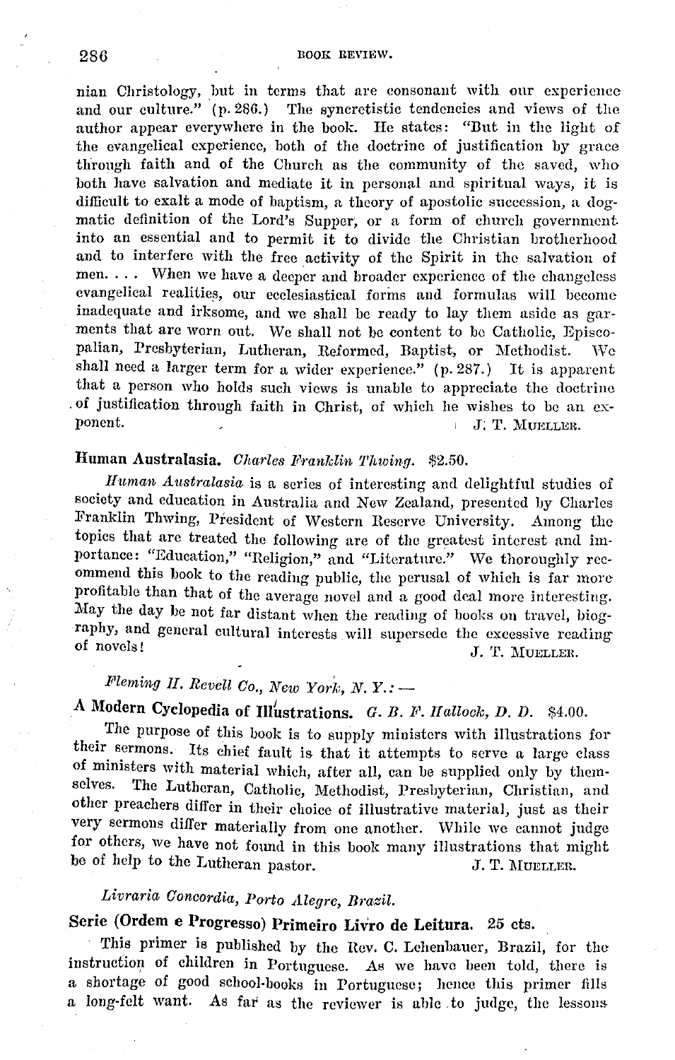nian Christology, but in terms that are consonant with our experience and our culture." (p. 286.) The syncretistic tendencies and views of the author appear everywhere in the book. He states: "But in the light of the evangelical experience, both of the doctrine of justification by grace through faith and of the Church as the community of the saved, who both have salvation and mediate it in personal and spiritual ways, it is difficult to exalt a mode of baptism, a theory of apostolic succession, a dogmatic definition of the Lord's Supper, or a form of church government into an essential and to permit it to divide the Christian brotherhood and to interfere with the free activity of the Spirit in the salvation of men. . . . When we have a deeper and broader experience of the changeless evangelical realities, our ecclesiastical forms and formulas will become inadequate and irksome, and we shall be ready to lay them aside as garments that are worn out. We shall not be content to be Catholic, Episcopalian, Presbyterian, Lutheran, Reformed, Baptist, or Methodist. We shall need a larger term for a wider experience." (p. 287.) It is apparent that a person who holds such views is unable to appreciate the doctrine of justification through faith in Christ, of which he wishes to be an exponent.

J. T. MUELLER.

**Human Australasia.** *Charles Franklin Thwing.* $2.50.

*Human Australasia* is a series of interesting and delightful studies of society and education in Australia and New Zealand, presented by Charles Franklin Thwing, President of Western Reserve University. Among the topics that are treated the following are of the greatest interest and importance: "Education," "Religion," and "Literature." We thoroughly recommend this book to the reading public, the perusal of which is far more profitable than that of the average novel and a good deal more interesting. May the day be not far distant when the reading of books on travel, biography, and general cultural interests will supersede the excessive reading of novels!

J. T. MUELLER.

*Fleming H. Revell Co., New York, N. Y.:* —

**A Modern Cyclopedia of Illustrations.** *G. B. F. Hallock, D. D.* $4.00.

The purpose of this book is to supply ministers with illustrations for their sermons. Its chief fault is that it attempts to serve a large class of ministers with material which, after all, can be supplied only by themselves. The Lutheran, Catholic, Methodist, Presbyterian, Christian, and other preachers differ in their choice of illustrative material, just as their very sermons differ materially from one another. While we cannot judge for others, we have not found in this book many illustrations that might be of help to the Lutheran pastor.

J. T. MUELLER.

*Livraria Concordia, Porto Alegre, Brazil.*

**Serie (Ordem e Progresso) Primeiro Livro de Leitura.** 25 cts.

This primer is published by the Rev. C. Lehenbauer, Brazil, for the instruction of children in Portuguese. As we have been told, there is a shortage of good school-books in Portuguese; hence this primer fills a long-felt want. As far as the reviewer is able to judge, the lessons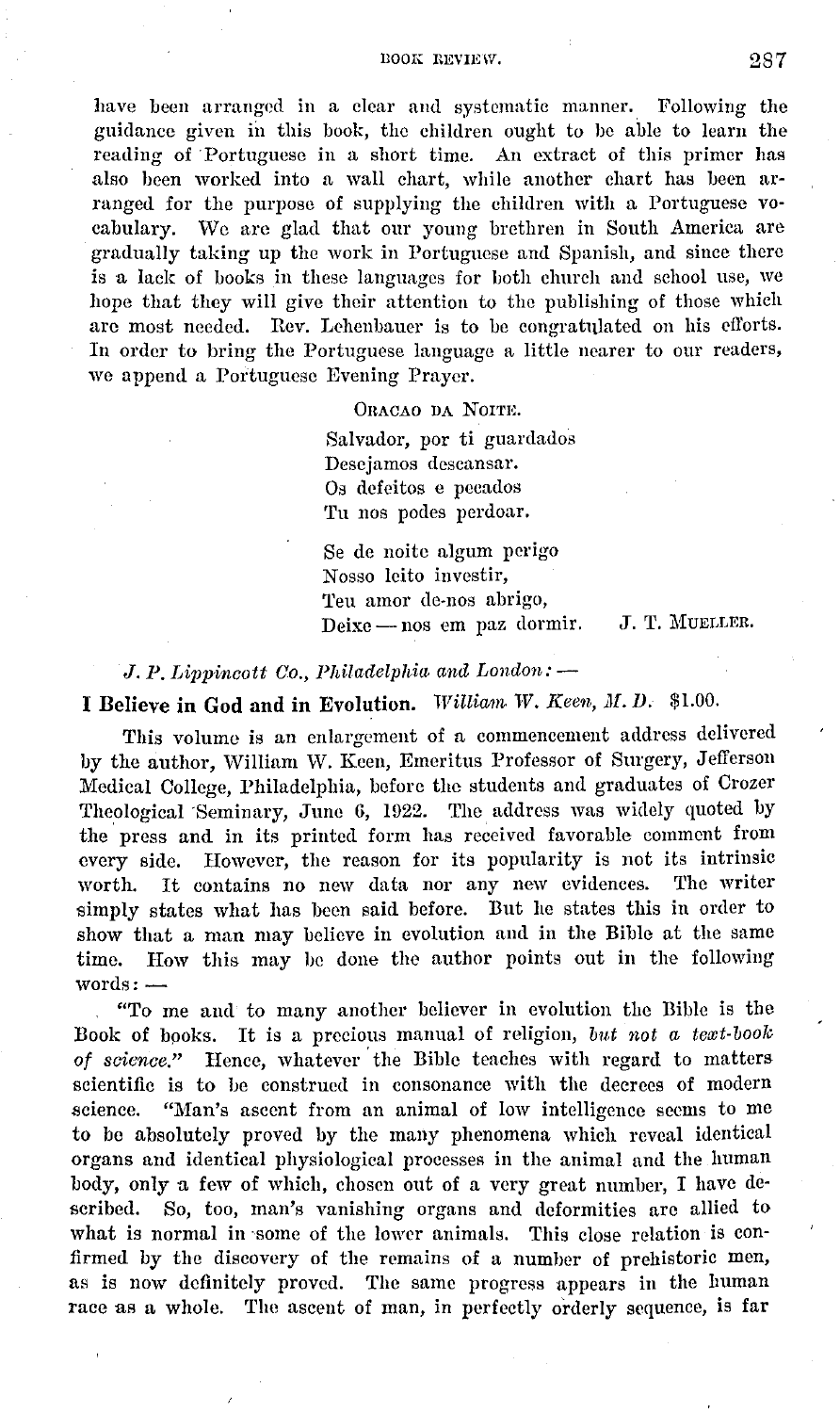have been arranged in a clear and systematic manner. Following the guidance given in this book, the children ought to be able to learn the reading of Portuguese in a short time. An extract of this primer has also been worked into a wall chart, while another chart has been arranged for the purpose of supplying the children with a Portuguese vocabulary. We are glad that our young brethren in South America are gradually taking up the work in Portuguese and Spanish, and since there is a lack of books in these languages for both church and school use, we hope that they will give their attention to the publishing of those which are most needed. Rev. Lehenbauer is to be congratulated on his efforts. In order to bring the Portuguese language a little nearer to our readers, we append a Portuguese Evening Prayer.

ORACAO DA NOITE.

Salvador, por ti guardados  
Desejamos descansar.  
Os defeitos e pecados  
Tu nos podes perdoar.

Se de noite algum perigo  
Nosso leito investir,  
Teu amor de-nos abrigo,  
Deixe — nos em paz dormir.

J. T. MUELLER.

*J. P. Lippincott Co., Philadelphia and London:* —

**I Believe in God and in Evolution.** *William W. Keen, M. D.* $1.00.

This volume is an enlargement of a commencement address delivered by the author, William W. Keen, Emeritus Professor of Surgery, Jefferson Medical College, Philadelphia, before the students and graduates of Crozer Theological Seminary, June 6, 1922. The address was widely quoted by the press and in its printed form has received favorable comment from every side. However, the reason for its popularity is not its intrinsic worth. It contains no new data nor any new evidences. The writer simply states what has been said before. But he states this in order to show that a man may believe in evolution and in the Bible at the same time. How this may be done the author points out in the following words: —

"To me and to many another believer in evolution the Bible is the Book of books. It is a precious manual of religion, *but not a text-book of science.*" Hence, whatever the Bible teaches with regard to matters scientific is to be construed in consonance with the decrees of modern science. "Man's ascent from an animal of low intelligence seems to me to be absolutely proved by the many phenomena which reveal identical organs and identical physiological processes in the animal and the human body, only a few of which, chosen out of a very great number, I have described. So, too, man's vanishing organs and deformities are allied to what is normal in some of the lower animals. This close relation is confirmed by the discovery of the remains of a number of prehistoric men, as is now definitely proved. The same progress appears in the human race as a whole. The ascent of man, in perfectly orderly sequence, is far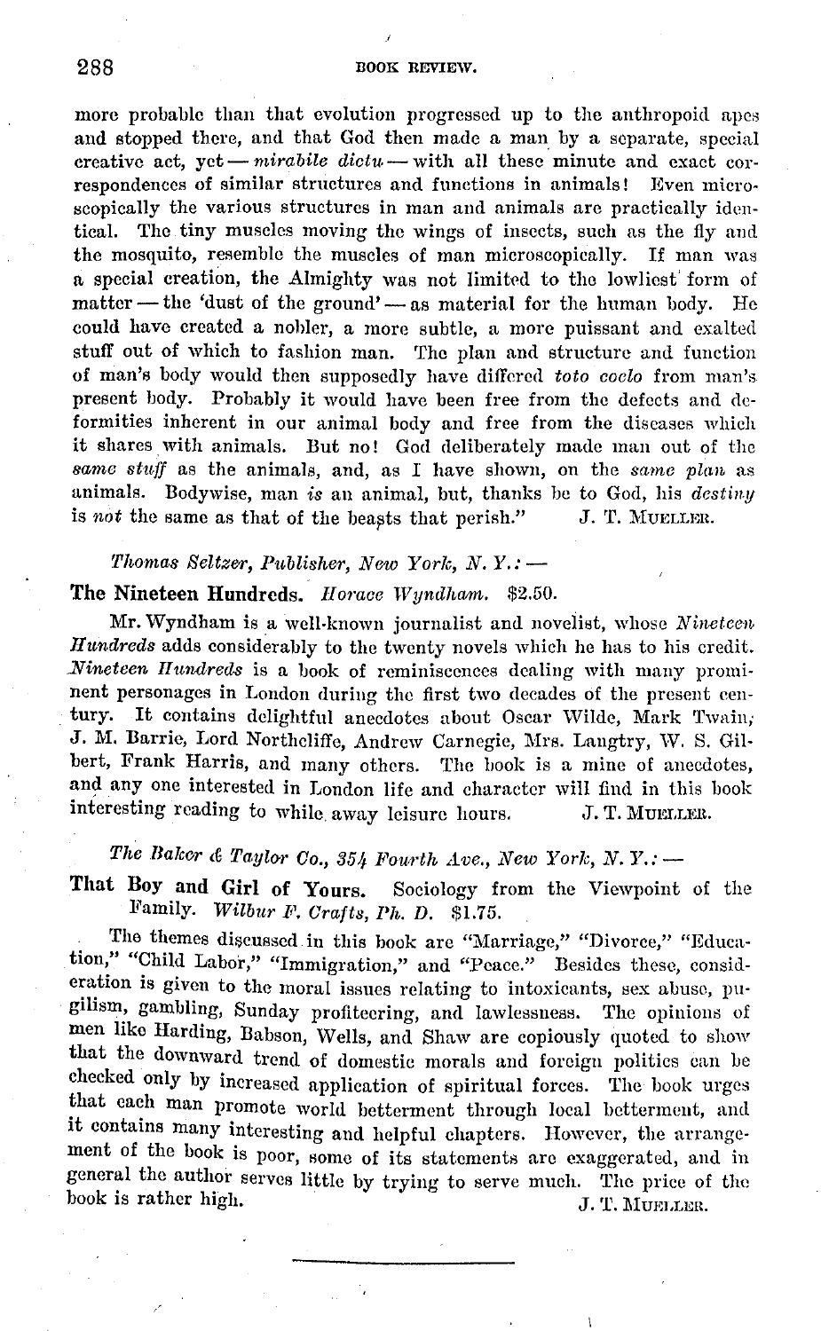more probable than that evolution progressed up to the anthropoid apes and stopped there, and that God then made a man by a separate, special creative act, yet — *mirabile dictu* — with all these minute and exact correspondences of similar structures and functions in animals! Even microscopically the various structures in man and animals are practically identical. The tiny muscles moving the wings of insects, such as the fly and the mosquito, resemble the muscles of man microscopically. If man was a special creation, the Almighty was not limited to the lowliest form of matter — the 'dust of the ground' — as material for the human body. He could have created a nobler, a more subtle, a more puissant and exalted stuff out of which to fashion man. The plan and structure and function of man's body would then supposedly have differed *toto coelo* from man's present body. Probably it would have been free from the defects and deformities inherent in our animal body and free from the diseases which it shares with animals. But no! God deliberately made man out of the *same stuff* as the animals, and, as I have shown, on the *same plan* as animals. Bodywise, man *is* an animal, but, thanks be to God, his *destiny* is *not* the same as that of the beasts that perish." J. T. MUELLER.

*Thomas Seltzer, Publisher, New York, N. Y.:* —

**The Nineteen Hundreds.** *Horace Wyndham.* $2.50.

Mr. Wyndham is a well-known journalist and novelist, whose *Nineteen Hundreds* adds considerably to the twenty novels which he has to his credit. *Nineteen Hundreds* is a book of reminiscences dealing with many prominent personages in London during the first two decades of the present century. It contains delightful anecdotes about Oscar Wilde, Mark Twain, J. M. Barrie, Lord Northcliffe, Andrew Carnegie, Mrs. Langtry, W. S. Gilbert, Frank Harris, and many others. The book is a mine of anecdotes, and any one interested in London life and character will find in this book interesting reading to while away leisure hours. J. T. MUELLER.

*The Baker & Taylor Co., 354 Fourth Ave., New York, N. Y.:* —

**That Boy and Girl of Yours.** Sociology from the Viewpoint of the Family. *Wilbur F. Crafts, Ph. D.* $1.75.

The themes discussed in this book are "Marriage," "Divorce," "Education," "Child Labor," "Immigration," and "Peace." Besides these, consideration is given to the moral issues relating to intoxicants, sex abuse, pugilism, gambling, Sunday profiteering, and lawlessness. The opinions of men like Harding, Babson, Wells, and Shaw are copiously quoted to show that the downward trend of domestic morals and foreign politics can be checked only by increased application of spiritual forces. The book urges that each man promote world betterment through local betterment, and it contains many interesting and helpful chapters. However, the arrangement of the book is poor, some of its statements are exaggerated, and in general the author serves little by trying to serve much. The price of the book is rather high. J. T. MUELLER.